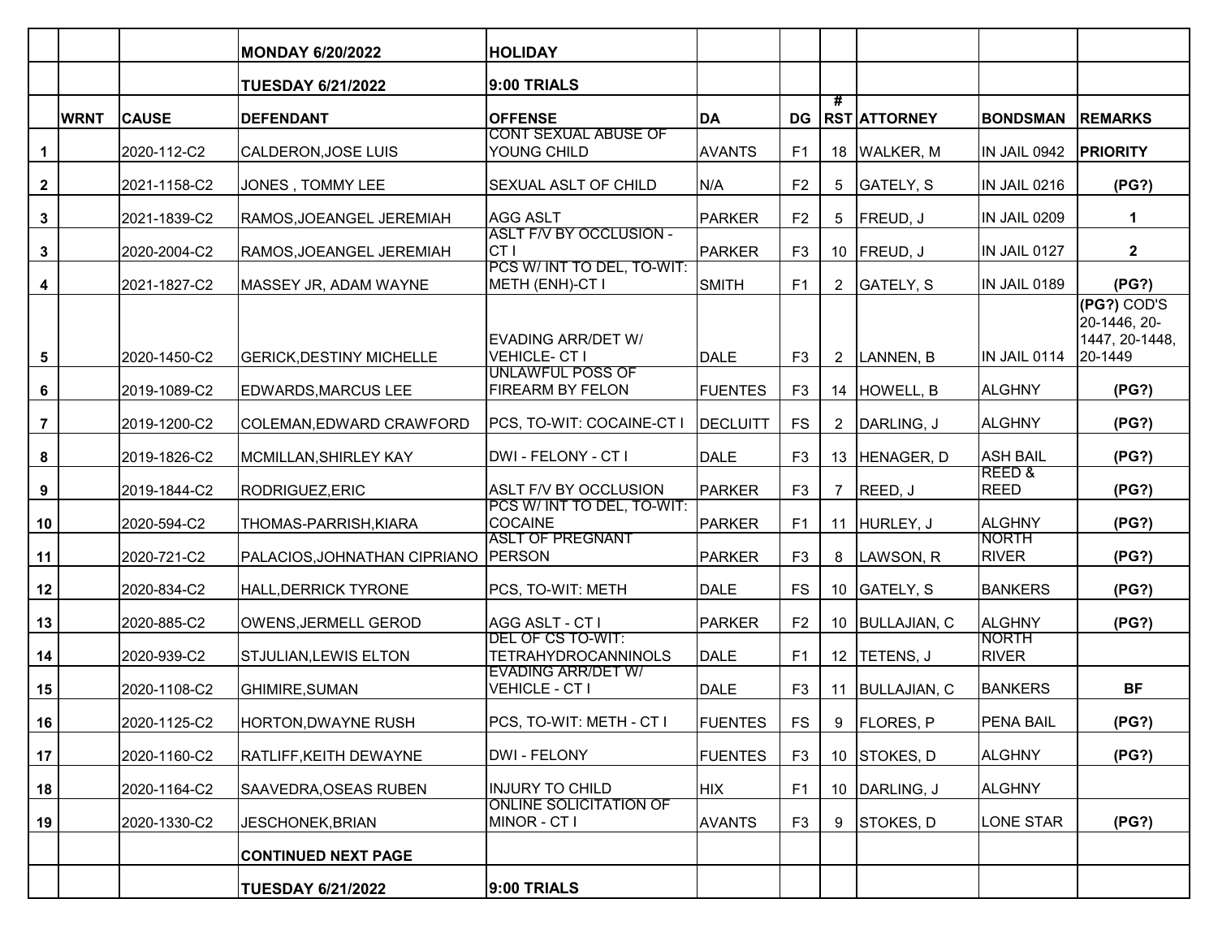| | WRNT | CAUSE | DEFENDANT | OFFENSE | DA | DG | # RST | ATTORNEY | BONDSMAN | REMARKS |
|---|---|---|---|---|---|---|---|---|---|---|
| | | | **MONDAY 6/20/2022** | **HOLIDAY** | | | | | | |
| | | | **TUESDAY 6/21/2022** | **9:00 TRIALS** | | | | | | |
| 1 | | 2020-112-C2 | CALDERON,JOSE LUIS | CONT SEXUAL ABUSE OF YOUNG CHILD | AVANTS | F1 | 18 | WALKER, M | IN JAIL 0942 | **PRIORITY** |
| 2 | | 2021-1158-C2 | JONES , TOMMY LEE | SEXUAL ASLT OF CHILD | N/A | F2 | 5 | GATELY, S | IN JAIL 0216 | **(PG?)** |
| 3 | | 2021-1839-C2 | RAMOS,JOEANGEL JEREMIAH | AGG ASLT | PARKER | F2 | 5 | FREUD, J | IN JAIL 0209 | **1** |
| 3 | | 2020-2004-C2 | RAMOS,JOEANGEL JEREMIAH | ASLT F/V BY OCCLUSION - CT I | PARKER | F3 | 10 | FREUD, J | IN JAIL 0127 | **2** |
| 4 | | 2021-1827-C2 | MASSEY JR, ADAM WAYNE | PCS W/ INT TO DEL, TO-WIT: METH (ENH)-CT I | SMITH | F1 | 2 | GATELY, S | IN JAIL 0189 | **(PG?)** |
| 5 | | 2020-1450-C2 | GERICK,DESTINY MICHELLE | EVADING ARR/DET W/ VEHICLE- CT I | DALE | F3 | 2 | LANNEN, B | IN JAIL 0114 | **(PG?)** COD'S 20-1446, 20-1447, 20-1448, 20-1449 |
| 6 | | 2019-1089-C2 | EDWARDS,MARCUS LEE | UNLAWFUL POSS OF FIREARM BY FELON | FUENTES | F3 | 14 | HOWELL, B | ALGHNY | **(PG?)** |
| 7 | | 2019-1200-C2 | COLEMAN,EDWARD CRAWFORD | PCS, TO-WIT: COCAINE-CT I | DECLUITT | FS | 2 | DARLING, J | ALGHNY | **(PG?)** |
| 8 | | 2019-1826-C2 | MCMILLAN,SHIRLEY KAY | DWI - FELONY - CT I | DALE | F3 | 13 | HENAGER, D | ASH BAIL | **(PG?)** |
| 9 | | 2019-1844-C2 | RODRIGUEZ,ERIC | ASLT F/V BY OCCLUSION | PARKER | F3 | 7 | REED, J | REED & REED | **(PG?)** |
| 10 | | 2020-594-C2 | THOMAS-PARRISH,KIARA | PCS W/ INT TO DEL, TO-WIT: COCAINE | PARKER | F1 | 11 | HURLEY, J | ALGHNY | **(PG?)** |
| 11 | | 2020-721-C2 | PALACIOS,JOHNATHAN CIPRIANO | ASLT OF PREGNANT PERSON | PARKER | F3 | 8 | LAWSON, R | NORTH RIVER | **(PG?)** |
| 12 | | 2020-834-C2 | HALL,DERRICK TYRONE | PCS, TO-WIT: METH | DALE | FS | 10 | GATELY, S | BANKERS | **(PG?)** |
| 13 | | 2020-885-C2 | OWENS,JERMELL GEROD | AGG ASLT - CT I | PARKER | F2 | 10 | BULLAJIAN, C | ALGHNY | **(PG?)** |
| 14 | | 2020-939-C2 | STJULIAN,LEWIS ELTON | DEL OF CS TO-WIT: TETRAHYDROCANNINOLS | DALE | F1 | 12 | TETENS, J | NORTH RIVER | |
| 15 | | 2020-1108-C2 | GHIMIRE,SUMAN | EVADING ARR/DET W/ VEHICLE - CT I | DALE | F3 | 11 | BULLAJIAN, C | BANKERS | **BF** |
| 16 | | 2020-1125-C2 | HORTON,DWAYNE RUSH | PCS, TO-WIT: METH - CT I | FUENTES | FS | 9 | FLORES, P | PENA BAIL | **(PG?)** |
| 17 | | 2020-1160-C2 | RATLIFF,KEITH DEWAYNE | DWI - FELONY | FUENTES | F3 | 10 | STOKES, D | ALGHNY | **(PG?)** |
| 18 | | 2020-1164-C2 | SAAVEDRA,OSEAS RUBEN | INJURY TO CHILD | HIX | F1 | 10 | DARLING, J | ALGHNY | |
| 19 | | 2020-1330-C2 | JESCHONEK,BRIAN | ONLINE SOLICITATION OF MINOR - CT I | AVANTS | F3 | 9 | STOKES, D | LONE STAR | **(PG?)** |
| | | | **CONTINUED NEXT PAGE** | | | | | | | |
| | | | **TUESDAY 6/21/2022** | **9:00 TRIALS** | | | | | | |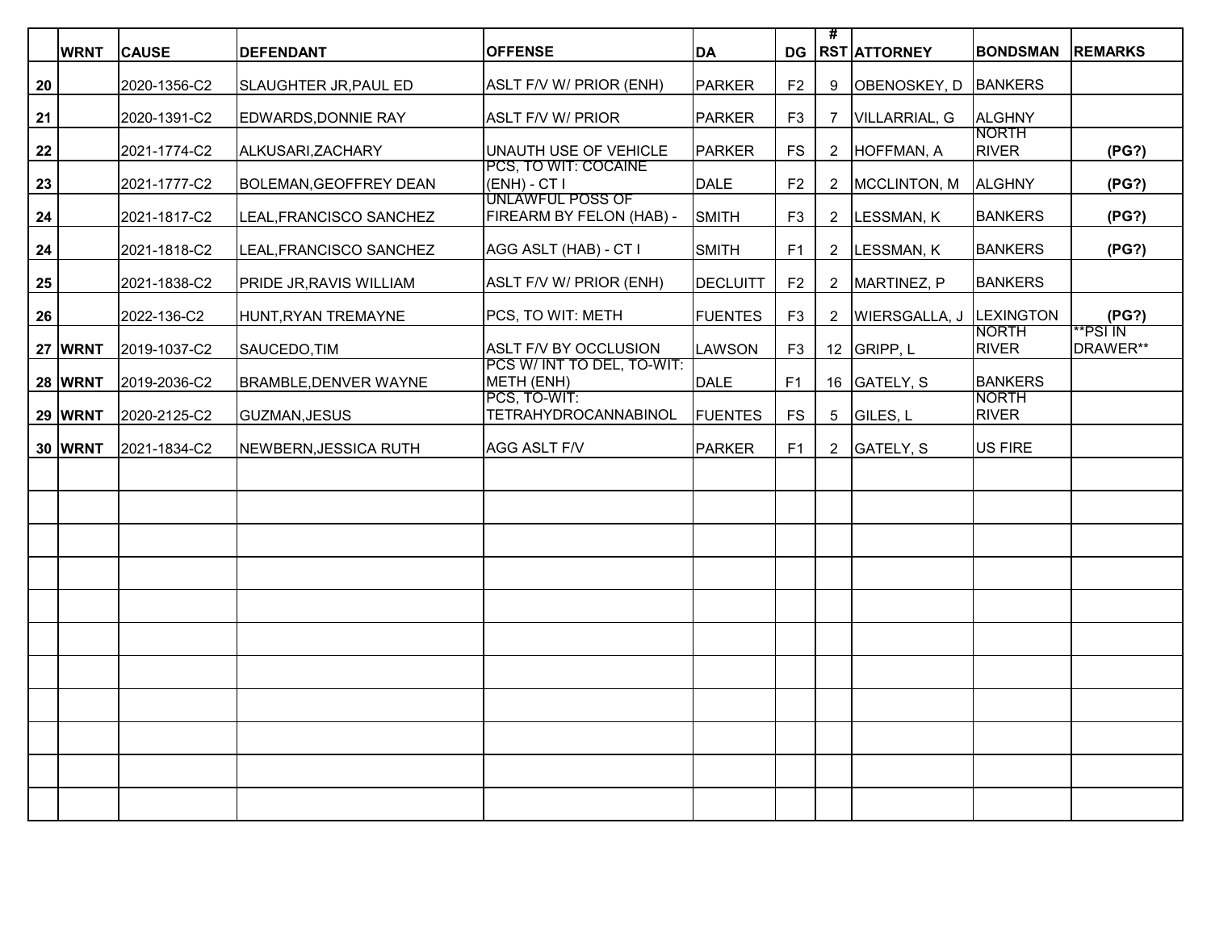| | WRNT | CAUSE | DEFENDANT | OFFENSE | DA | DG | # RST | ATTORNEY | BONDSMAN | REMARKS |
|---|---|---|---|---|---|---|---|---|---|---|
| 20 | | 2020-1356-C2 | SLAUGHTER JR,PAUL ED | ASLT F/V W/ PRIOR (ENH) | PARKER | F2 | 9 | OBENOSKEY, D | BANKERS | |
| 21 | | 2020-1391-C2 | EDWARDS,DONNIE RAY | ASLT F/V W/ PRIOR | PARKER | F3 | 7 | VILLARRIAL, G | ALGHNY | |
| 22 | | 2021-1774-C2 | ALKUSARI,ZACHARY | UNAUTH USE OF VEHICLE | PARKER | FS | 2 | HOFFMAN, A | NORTH RIVER | **(PG?)** |
| 23 | | 2021-1777-C2 | BOLEMAN,GEOFFREY DEAN | PCS, TO WIT: COCAINE (ENH) - CT I | DALE | F2 | 2 | MCCLINTON, M | ALGHNY | **(PG?)** |
| 24 | | 2021-1817-C2 | LEAL,FRANCISCO SANCHEZ | UNLAWFUL POSS OF FIREARM BY FELON (HAB) - | SMITH | F3 | 2 | LESSMAN, K | BANKERS | **(PG?)** |
| 24 | | 2021-1818-C2 | LEAL,FRANCISCO SANCHEZ | AGG ASLT (HAB) - CT I | SMITH | F1 | 2 | LESSMAN, K | BANKERS | **(PG?)** |
| 25 | | 2021-1838-C2 | PRIDE JR,RAVIS WILLIAM | ASLT F/V W/ PRIOR (ENH) | DECLUITT | F2 | 2 | MARTINEZ, P | BANKERS | |
| 26 | | 2022-136-C2 | HUNT,RYAN TREMAYNE | PCS, TO WIT: METH | FUENTES | F3 | 2 | WIERSGALLA, J | LEXINGTON | **(PG?)** |
| 27 | WRNT | 2019-1037-C2 | SAUCEDO,TIM | ASLT F/V BY OCCLUSION | LAWSON | F3 | 12 | GRIPP, L | NORTH RIVER | **PSI IN DRAWER** |
| 28 | WRNT | 2019-2036-C2 | BRAMBLE,DENVER WAYNE | PCS W/ INT TO DEL, TO-WIT: METH (ENH) | DALE | F1 | 16 | GATELY, S | BANKERS | |
| 29 | WRNT | 2020-2125-C2 | GUZMAN,JESUS | PCS, TO-WIT: TETRAHYDROCANNABINOL | FUENTES | FS | 5 | GILES, L | NORTH RIVER | |
| 30 | WRNT | 2021-1834-C2 | NEWBERN,JESSICA RUTH | AGG ASLT F/V | PARKER | F1 | 2 | GATELY, S | US FIRE | |
| | | | | | | | | | | |
| | | | | | | | | | | |
| | | | | | | | | | | |
| | | | | | | | | | | |
| | | | | | | | | | | |
| | | | | | | | | | | |
| | | | | | | | | | | |
| | | | | | | | | | | |
| | | | | | | | | | | |
| | | | | | | | | | | |
| | | | | | | | | | | |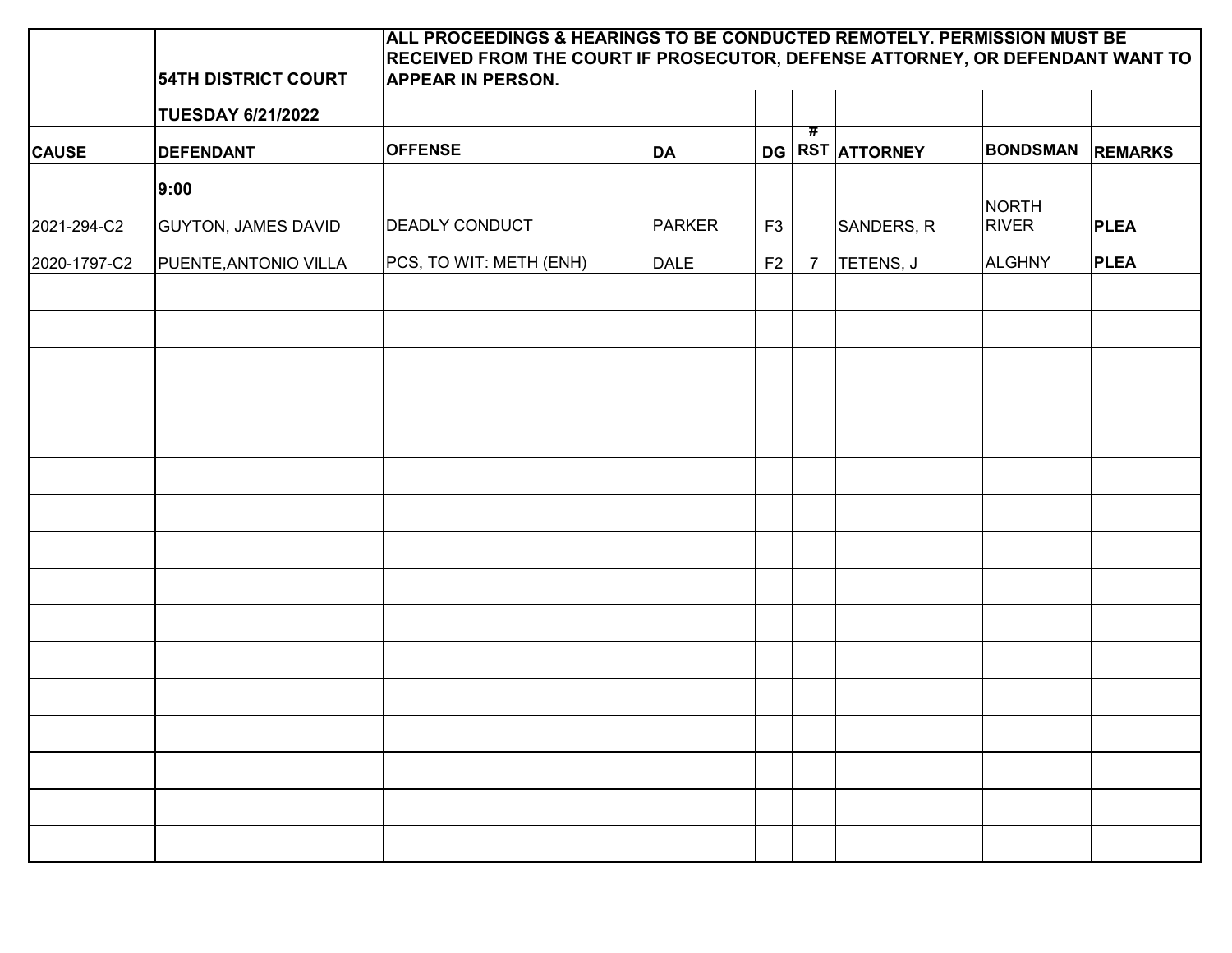| | 54TH DISTRICT COURT | ALL PROCEEDINGS & HEARINGS TO BE CONDUCTED REMOTELY. PERMISSION MUST BE RECEIVED FROM THE COURT IF PROSECUTOR, DEFENSE ATTORNEY, OR DEFENDANT WANT TO APPEAR IN PERSON. | | | | | | |
|---|---|---|---|---|---|---|---|---|
| | **TUESDAY 6/21/2022** | | | | | | | |
| **CAUSE** | **DEFENDANT** | **OFFENSE** | **DA** | **DG** | **# RST** | **ATTORNEY** | **BONDSMAN** | **REMARKS** |
| | **9:00** | | | | | | | |
| 2021-294-C2 | GUYTON, JAMES DAVID | DEADLY CONDUCT | PARKER | F3 | | SANDERS, R | NORTH RIVER | **PLEA** |
| 2020-1797-C2 | PUENTE,ANTONIO VILLA | PCS, TO WIT: METH (ENH) | DALE | F2 | 7 | TETENS, J | ALGHNY | **PLEA** |
| | | | | | | | | |
| | | | | | | | | |
| | | | | | | | | |
| | | | | | | | | |
| | | | | | | | | |
| | | | | | | | | |
| | | | | | | | | |
| | | | | | | | | |
| | | | | | | | | |
| | | | | | | | | |
| | | | | | | | | |
| | | | | | | | | |
| | | | | | | | | |
| | | | | | | | | |
| | | | | | | | | |
| | | | | | | | | |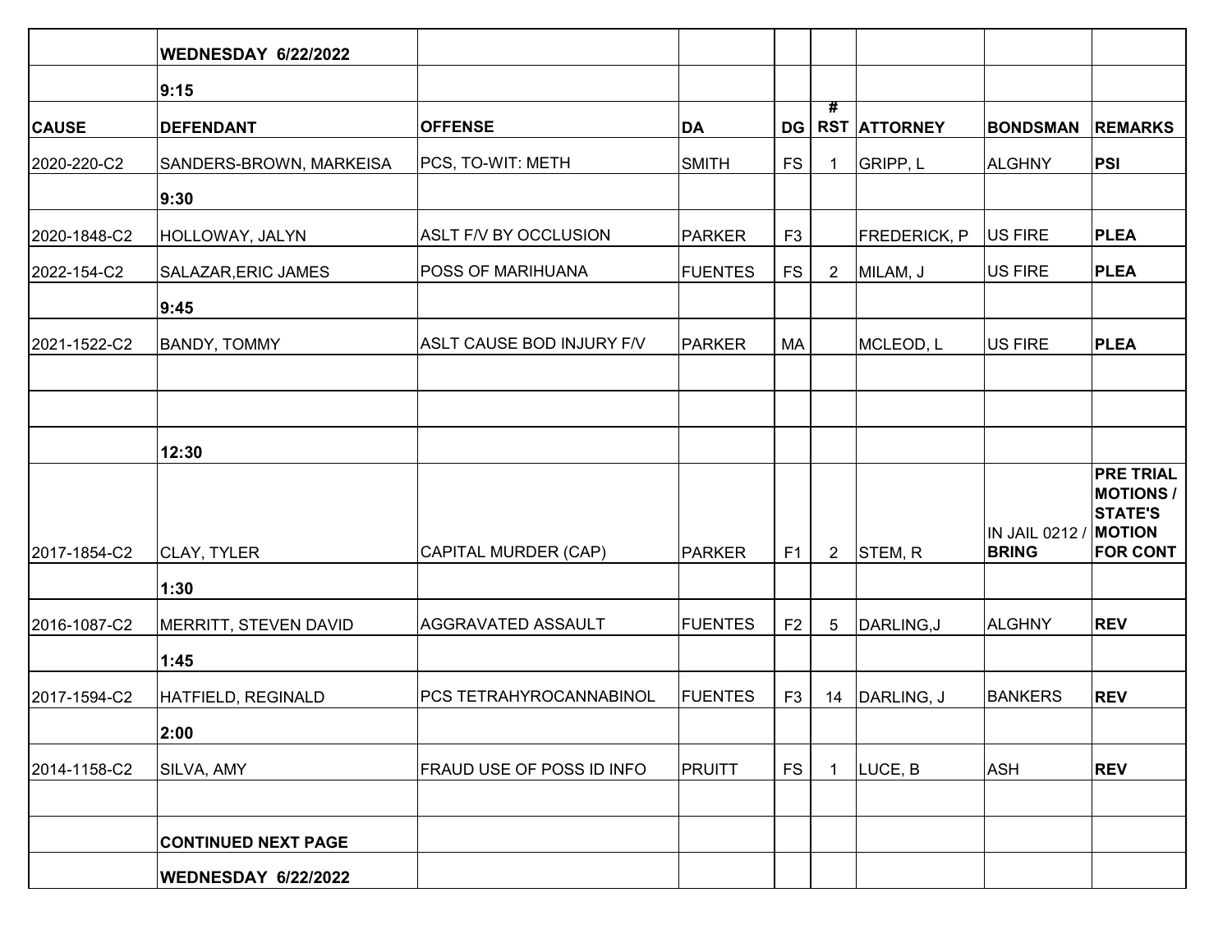| | WEDNESDAY 6/22/2022 | | | | | | | |
|---|---|---|---|---|---|---|---|---|
| | **9:15** | | | | | | | |
| **CAUSE** | **DEFENDANT** | **OFFENSE** | **DA** | **DG** | **# RST** | **ATTORNEY** | **BONDSMAN** | **REMARKS** |
| 2020-220-C2 | SANDERS-BROWN, MARKEISA | PCS, TO-WIT: METH | SMITH | FS | 1 | GRIPP, L | ALGHNY | **PSI** |
| | **9:30** | | | | | | | |
| 2020-1848-C2 | HOLLOWAY, JALYN | ASLT F/V BY OCCLUSION | PARKER | F3 | | FREDERICK, P | US FIRE | **PLEA** |
| 2022-154-C2 | SALAZAR,ERIC JAMES | POSS OF MARIHUANA | FUENTES | FS | 2 | MILAM, J | US FIRE | **PLEA** |
| | **9:45** | | | | | | | |
| 2021-1522-C2 | BANDY, TOMMY | ASLT CAUSE BOD INJURY F/V | PARKER | MA | | MCLEOD, L | US FIRE | **PLEA** |
| | | | | | | | | |
| | | | | | | | | |
| | **12:30** | | | | | | | |
| 2017-1854-C2 | CLAY, TYLER | CAPITAL MURDER (CAP) | PARKER | F1 | 2 | STEM, R | IN JAIL 0212 / **BRING** | **PRE TRIAL MOTIONS / STATE'S MOTION FOR CONT** |
| | **1:30** | | | | | | | |
| 2016-1087-C2 | MERRITT, STEVEN DAVID | AGGRAVATED ASSAULT | FUENTES | F2 | 5 | DARLING,J | ALGHNY | **REV** |
| | **1:45** | | | | | | | |
| 2017-1594-C2 | HATFIELD, REGINALD | PCS TETRAHYROCANNABINOL | FUENTES | F3 | 14 | DARLING, J | BANKERS | **REV** |
| | **2:00** | | | | | | | |
| 2014-1158-C2 | SILVA, AMY | FRAUD USE OF POSS ID INFO | PRUITT | FS | 1 | LUCE, B | ASH | **REV** |
| | | | | | | | | |
| | **CONTINUED NEXT PAGE** | | | | | | | |
| | **WEDNESDAY 6/22/2022** | | | | | | | |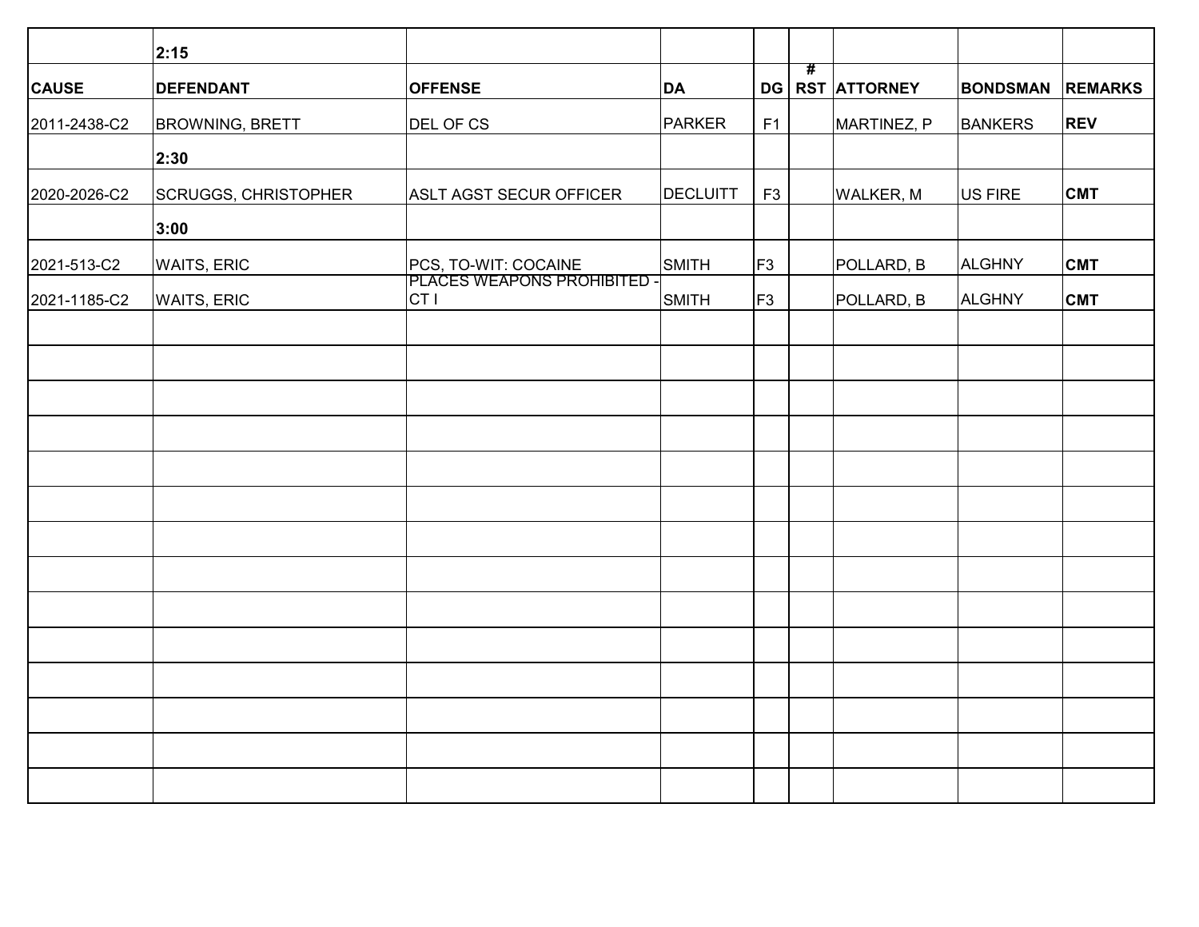| CAUSE | DEFENDANT | OFFENSE | DA | DG | # RST | ATTORNEY | BONDSMAN | REMARKS |
|---|---|---|---|---|---|---|---|---|
| | **2:15** | | | | | | | |
| 2011-2438-C2 | BROWNING, BRETT | DEL OF CS | PARKER | F1 | | MARTINEZ, P | BANKERS | **REV** |
| | **2:30** | | | | | | | |
| 2020-2026-C2 | SCRUGGS, CHRISTOPHER | ASLT AGST SECUR OFFICER | DECLUITT | F3 | | WALKER, M | US FIRE | **CMT** |
| | **3:00** | | | | | | | |
| 2021-513-C2 | WAITS, ERIC | PCS, TO-WIT: COCAINE | SMITH | F3 | | POLLARD, B | ALGHNY | **CMT** |
| 2021-1185-C2 | WAITS, ERIC | PLACES WEAPONS PROHIBITED - CT I | SMITH | F3 | | POLLARD, B | ALGHNY | **CMT** |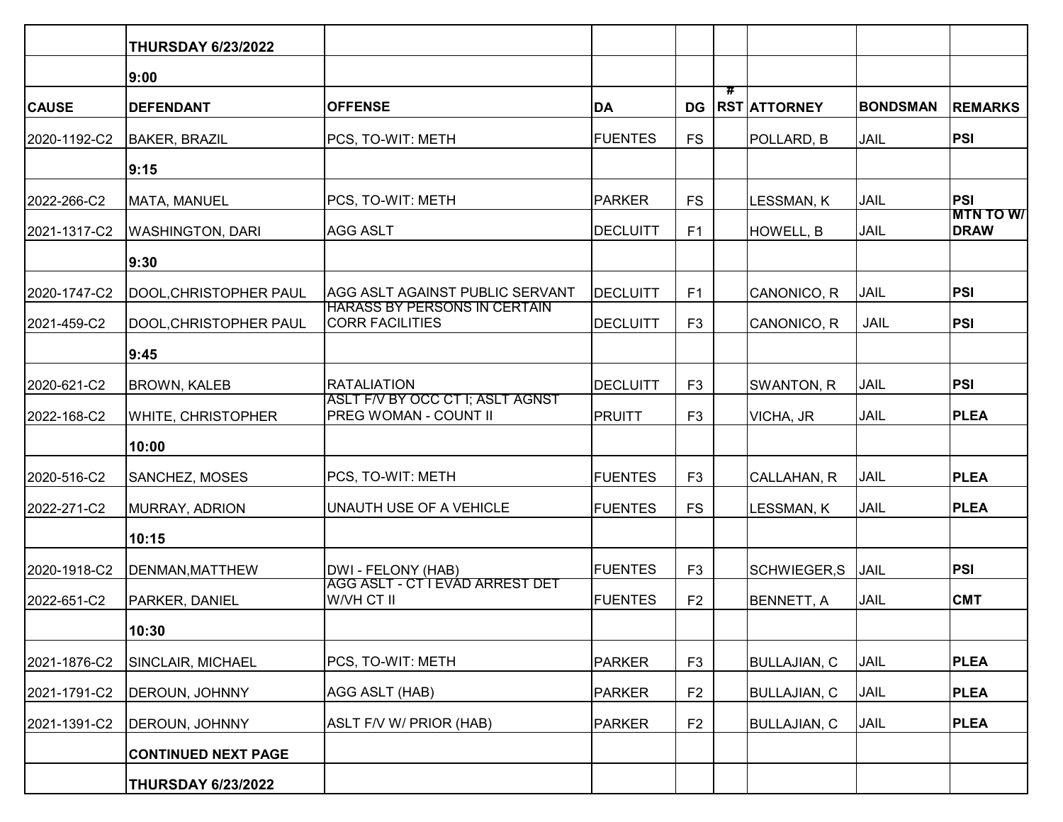| | THURSDAY 6/23/2022 | | | | | | | |
|---|---|---|---|---|---|---|---|---|
| | 9:00 | | | | | | | |
| CAUSE | DEFENDANT | OFFENSE | DA | DG | # RST | ATTORNEY | BONDSMAN | REMARKS |
| 2020-1192-C2 | BAKER, BRAZIL | PCS, TO-WIT: METH | FUENTES | FS | | POLLARD, B | JAIL | PSI |
| | 9:15 | | | | | | | |
| 2022-266-C2 | MATA, MANUEL | PCS, TO-WIT: METH | PARKER | FS | | LESSMAN, K | JAIL | PSI |
| 2021-1317-C2 | WASHINGTON, DARI | AGG ASLT | DECLUITT | F1 | | HOWELL, B | JAIL | MTN TO W/ DRAW |
| | 9:30 | | | | | | | |
| 2020-1747-C2 | DOOL,CHRISTOPHER PAUL | AGG ASLT AGAINST PUBLIC SERVANT | DECLUITT | F1 | | CANONICO, R | JAIL | PSI |
| 2021-459-C2 | DOOL,CHRISTOPHER PAUL | HARASS BY PERSONS IN CERTAIN CORR FACILITIES | DECLUITT | F3 | | CANONICO, R | JAIL | PSI |
| | 9:45 | | | | | | | |
| 2020-621-C2 | BROWN, KALEB | RATALIATION | DECLUITT | F3 | | SWANTON, R | JAIL | PSI |
| 2022-168-C2 | WHITE, CHRISTOPHER | ASLT F/V BY OCC CT I; ASLT AGNST PREG WOMAN - COUNT II | PRUITT | F3 | | VICHA, JR | JAIL | PLEA |
| | 10:00 | | | | | | | |
| 2020-516-C2 | SANCHEZ, MOSES | PCS, TO-WIT: METH | FUENTES | F3 | | CALLAHAN, R | JAIL | PLEA |
| 2022-271-C2 | MURRAY, ADRION | UNAUTH USE OF A VEHICLE | FUENTES | FS | | LESSMAN, K | JAIL | PLEA |
| | 10:15 | | | | | | | |
| 2020-1918-C2 | DENMAN,MATTHEW | DWI - FELONY (HAB) | FUENTES | F3 | | SCHWIEGER,S | JAIL | PSI |
| 2022-651-C2 | PARKER, DANIEL | AGG ASLT - CT I EVAD ARREST DET W/VH CT II | FUENTES | F2 | | BENNETT, A | JAIL | CMT |
| | 10:30 | | | | | | | |
| 2021-1876-C2 | SINCLAIR, MICHAEL | PCS, TO-WIT: METH | PARKER | F3 | | BULLAJIAN, C | JAIL | PLEA |
| 2021-1791-C2 | DEROUN, JOHNNY | AGG ASLT (HAB) | PARKER | F2 | | BULLAJIAN, C | JAIL | PLEA |
| 2021-1391-C2 | DEROUN, JOHNNY | ASLT F/V W/ PRIOR (HAB) | PARKER | F2 | | BULLAJIAN, C | JAIL | PLEA |
| | CONTINUED NEXT PAGE | | | | | | | |
| | THURSDAY 6/23/2022 | | | | | | | |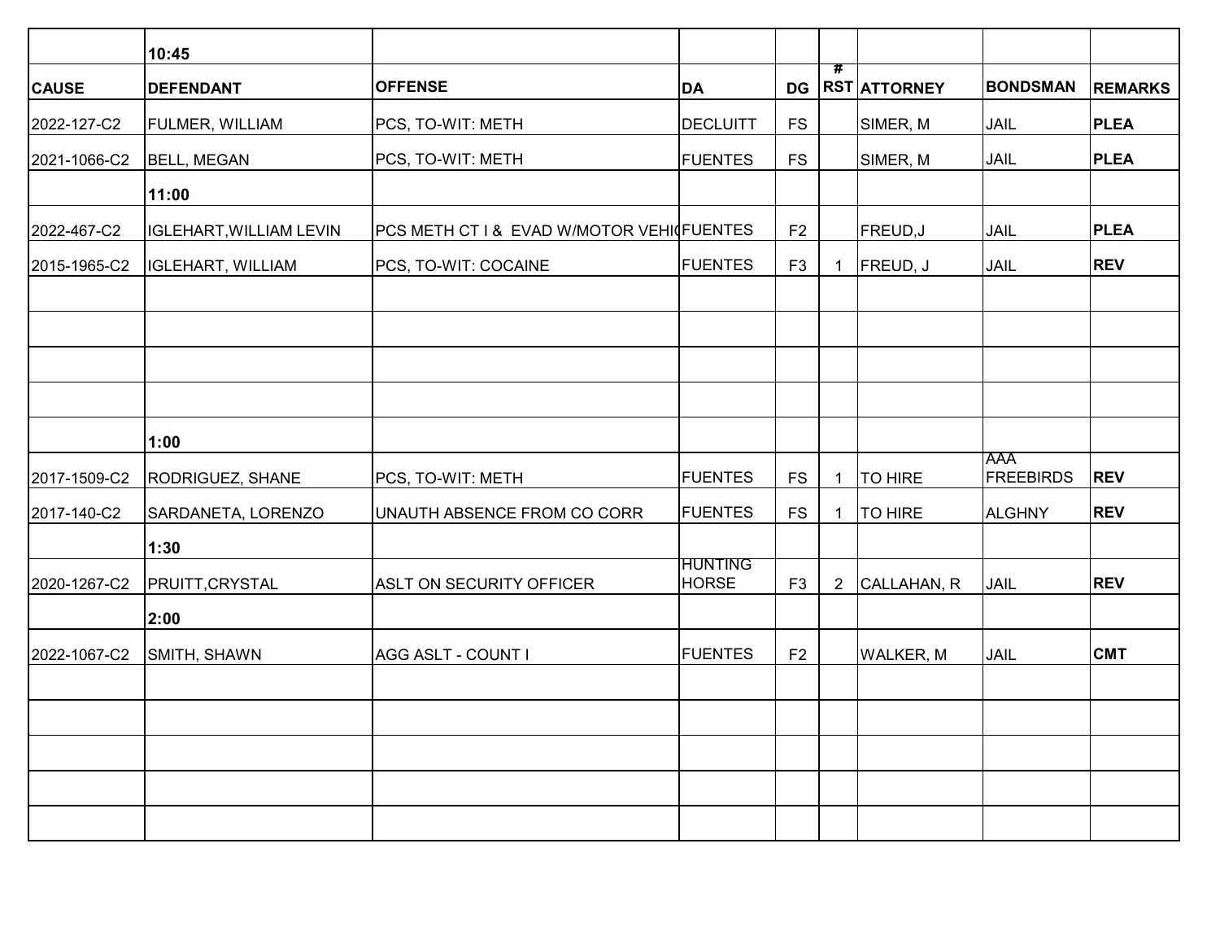| CAUSE | DEFENDANT | OFFENSE | DA | DG | # RST | ATTORNEY | BONDSMAN | REMARKS |
|---|---|---|---|---|---|---|---|---|
| | 10:45 | | | | | | | |
| 2022-127-C2 | FULMER, WILLIAM | PCS, TO-WIT: METH | DECLUITT | FS | | SIMER, M | JAIL | **PLEA** |
| 2021-1066-C2 | BELL, MEGAN | PCS, TO-WIT: METH | FUENTES | FS | | SIMER, M | JAIL | **PLEA** |
| | 11:00 | | | | | | | |
| 2022-467-C2 | IGLEHART,WILLIAM LEVIN | PCS METH CT I & EVAD W/MOTOR VEHI( | FUENTES | F2 | | FREUD,J | JAIL | **PLEA** |
| 2015-1965-C2 | IGLEHART, WILLIAM | PCS, TO-WIT: COCAINE | FUENTES | F3 | 1 | FREUD, J | JAIL | **REV** |
| | | | | | | | | |
| | | | | | | | | |
| | | | | | | | | |
| | | | | | | | | |
| | 1:00 | | | | | | | |
| 2017-1509-C2 | RODRIGUEZ, SHANE | PCS, TO-WIT: METH | FUENTES | FS | 1 | TO HIRE | AAA FREEBIRDS | **REV** |
| 2017-140-C2 | SARDANETA, LORENZO | UNAUTH ABSENCE FROM CO CORR | FUENTES | FS | 1 | TO HIRE | ALGHNY | **REV** |
| | 1:30 | | | | | | | |
| 2020-1267-C2 | PRUITT,CRYSTAL | ASLT ON SECURITY OFFICER | HUNTING HORSE | F3 | 2 | CALLAHAN, R | JAIL | **REV** |
| | 2:00 | | | | | | | |
| 2022-1067-C2 | SMITH, SHAWN | AGG ASLT - COUNT I | FUENTES | F2 | | WALKER, M | JAIL | **CMT** |
| | | | | | | | | |
| | | | | | | | | |
| | | | | | | | | |
| | | | | | | | | |
| | | | | | | | | |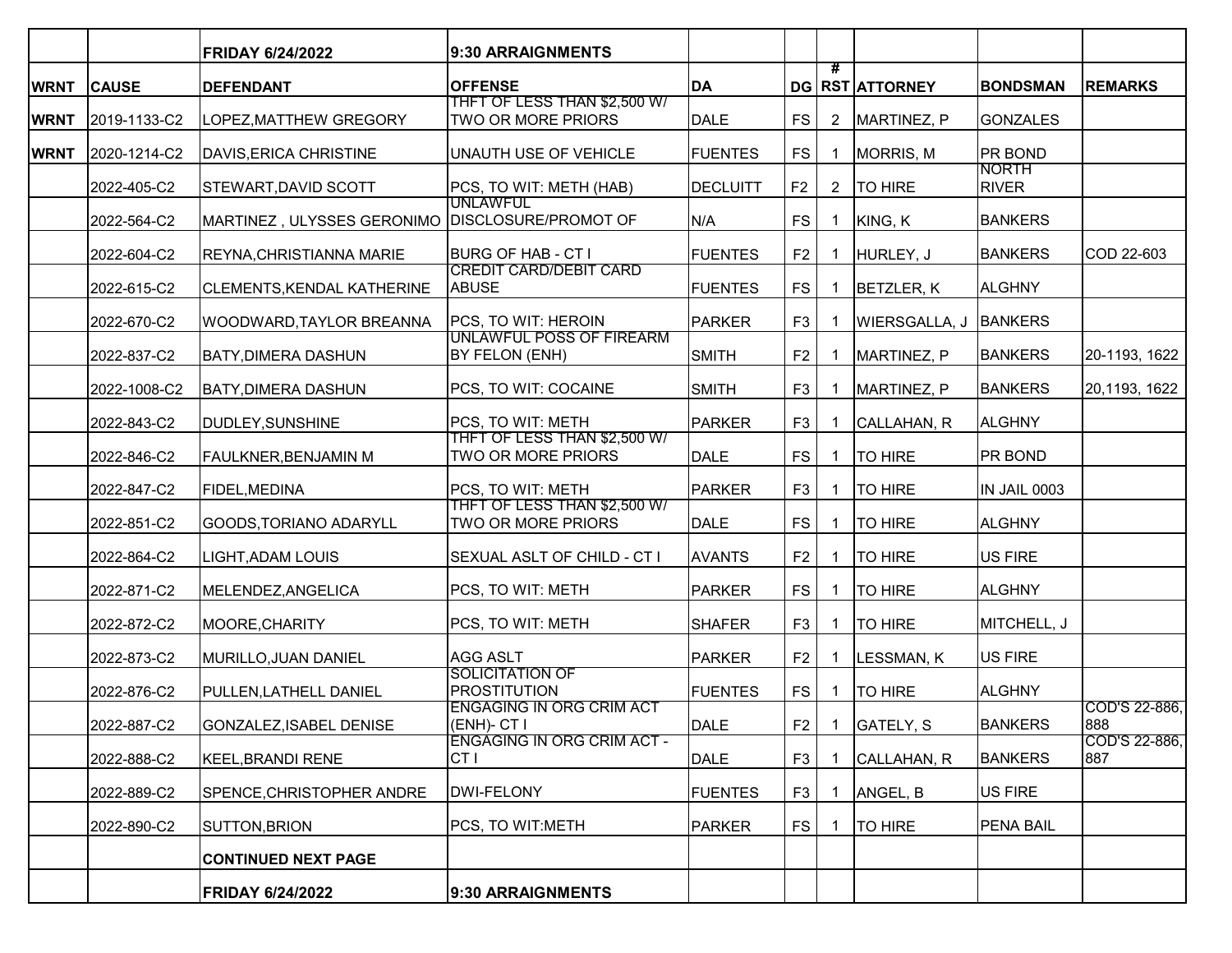| | | FRIDAY 6/24/2022 | 9:30 ARRAIGNMENTS | | | | | | |
|---|---|---|---|---|---|---|---|---|---|
| WRNT | CAUSE | DEFENDANT | OFFENSE | DA | DG | # RST | ATTORNEY | BONDSMAN | REMARKS |
| WRNT | 2019-1133-C2 | LOPEZ,MATTHEW GREGORY | THFT OF LESS THAN $2,500 W/ TWO OR MORE PRIORS | DALE | FS | 2 | MARTINEZ, P | GONZALES | |
| WRNT | 2020-1214-C2 | DAVIS,ERICA CHRISTINE | UNAUTH USE OF VEHICLE | FUENTES | FS | 1 | MORRIS, M | PR BOND | |
| | 2022-405-C2 | STEWART,DAVID SCOTT | PCS, TO WIT: METH (HAB) | DECLUITT | F2 | 2 | TO HIRE | NORTH RIVER | |
| | 2022-564-C2 | MARTINEZ , ULYSSES GERONIMO | UNLAWFUL DISCLOSURE/PROMOT OF | N/A | FS | 1 | KING, K | BANKERS | |
| | 2022-604-C2 | REYNA,CHRISTIANNA MARIE | BURG OF HAB - CT I | FUENTES | F2 | 1 | HURLEY, J | BANKERS | COD 22-603 |
| | 2022-615-C2 | CLEMENTS,KENDAL KATHERINE | CREDIT CARD/DEBIT CARD ABUSE | FUENTES | FS | 1 | BETZLER, K | ALGHNY | |
| | 2022-670-C2 | WOODWARD,TAYLOR BREANNA | PCS, TO WIT: HEROIN | PARKER | F3 | 1 | WIERSGALLA, J | BANKERS | |
| | 2022-837-C2 | BATY,DIMERA DASHUN | UNLAWFUL POSS OF FIREARM BY FELON (ENH) | SMITH | F2 | 1 | MARTINEZ, P | BANKERS | 20-1193, 1622 |
| | 2022-1008-C2 | BATY,DIMERA DASHUN | PCS, TO WIT: COCAINE | SMITH | F3 | 1 | MARTINEZ, P | BANKERS | 20,1193, 1622 |
| | 2022-843-C2 | DUDLEY,SUNSHINE | PCS, TO WIT: METH | PARKER | F3 | 1 | CALLAHAN, R | ALGHNY | |
| | 2022-846-C2 | FAULKNER,BENJAMIN M | THFT OF LESS THAN $2,500 W/ TWO OR MORE PRIORS | DALE | FS | 1 | TO HIRE | PR BOND | |
| | 2022-847-C2 | FIDEL,MEDINA | PCS, TO WIT: METH | PARKER | F3 | 1 | TO HIRE | IN JAIL 0003 | |
| | 2022-851-C2 | GOODS,TORIANO ADARYLL | THFT OF LESS THAN $2,500 W/ TWO OR MORE PRIORS | DALE | FS | 1 | TO HIRE | ALGHNY | |
| | 2022-864-C2 | LIGHT,ADAM LOUIS | SEXUAL ASLT OF CHILD - CT I | AVANTS | F2 | 1 | TO HIRE | US FIRE | |
| | 2022-871-C2 | MELENDEZ,ANGELICA | PCS, TO WIT: METH | PARKER | FS | 1 | TO HIRE | ALGHNY | |
| | 2022-872-C2 | MOORE,CHARITY | PCS, TO WIT: METH | SHAFER | F3 | 1 | TO HIRE | MITCHELL, J | |
| | 2022-873-C2 | MURILLO,JUAN DANIEL | AGG ASLT | PARKER | F2 | 1 | LESSMAN, K | US FIRE | |
| | 2022-876-C2 | PULLEN,LATHELL DANIEL | SOLICITATION OF PROSTITUTION | FUENTES | FS | 1 | TO HIRE | ALGHNY | |
| | 2022-887-C2 | GONZALEZ,ISABEL DENISE | ENGAGING IN ORG CRIM ACT (ENH)- CT I | DALE | F2 | 1 | GATELY, S | BANKERS | COD'S 22-886, 888 |
| | 2022-888-C2 | KEEL,BRANDI RENE | ENGAGING IN ORG CRIM ACT - CT I | DALE | F3 | 1 | CALLAHAN, R | BANKERS | COD'S 22-886, 887 |
| | 2022-889-C2 | SPENCE,CHRISTOPHER ANDRE | DWI-FELONY | FUENTES | F3 | 1 | ANGEL, B | US FIRE | |
| | 2022-890-C2 | SUTTON,BRION | PCS, TO WIT:METH | PARKER | FS | 1 | TO HIRE | PENA BAIL | |
| | | CONTINUED NEXT PAGE | | | | | | | |
| | | FRIDAY 6/24/2022 | 9:30 ARRAIGNMENTS | | | | | | |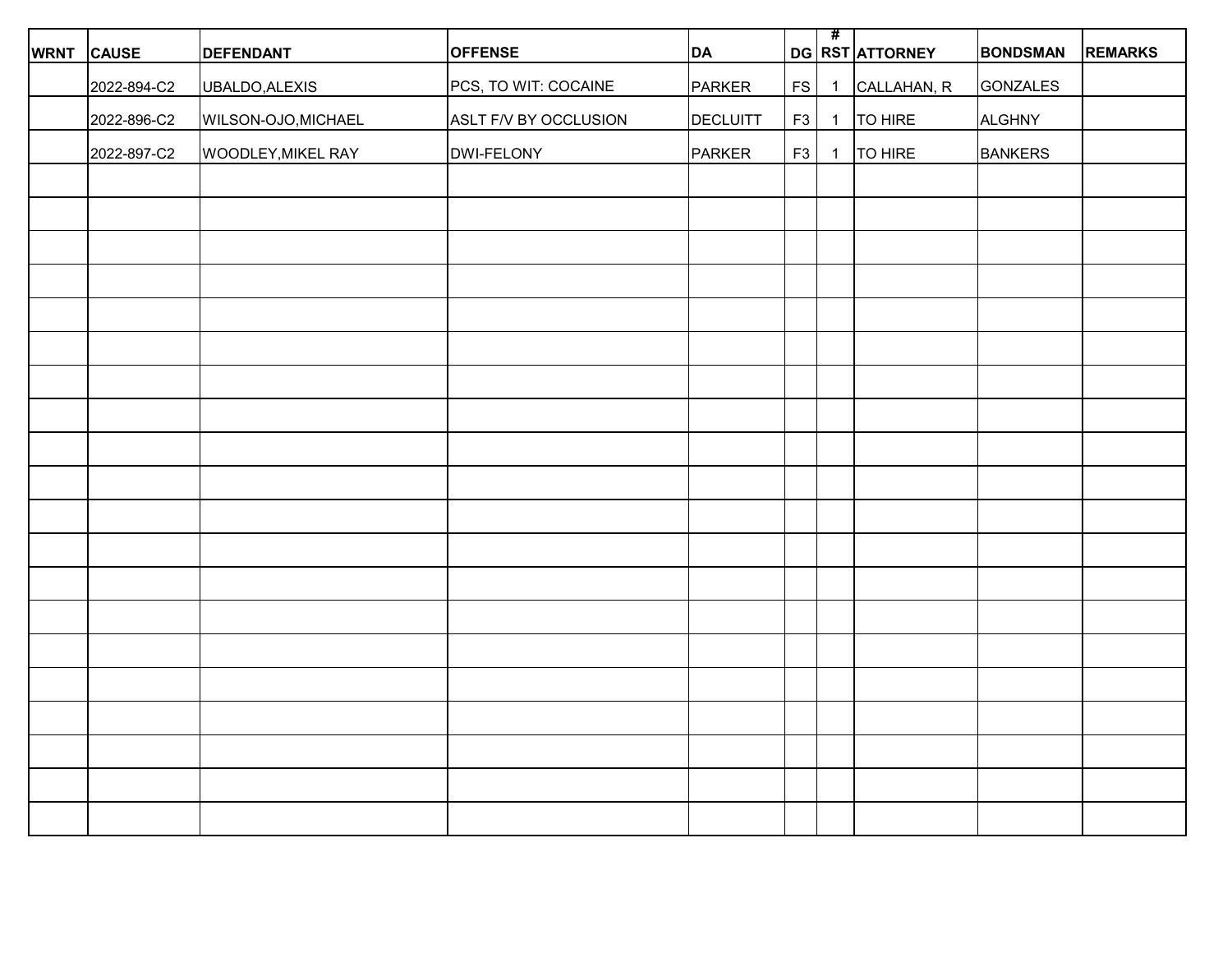| WRNT | CAUSE | DEFENDANT | OFFENSE | DA | DG | # RST | ATTORNEY | BONDSMAN | REMARKS |
|---|---|---|---|---|---|---|---|---|---|
| | 2022-894-C2 | UBALDO,ALEXIS | PCS, TO WIT: COCAINE | PARKER | FS | 1 | CALLAHAN, R | GONZALES | |
| | 2022-896-C2 | WILSON-OJO,MICHAEL | ASLT F/V BY OCCLUSION | DECLUITT | F3 | 1 | TO HIRE | ALGHNY | |
| | 2022-897-C2 | WOODLEY,MIKEL RAY | DWI-FELONY | PARKER | F3 | 1 | TO HIRE | BANKERS | |
| | | | | | | | | | |
| | | | | | | | | | |
| | | | | | | | | | |
| | | | | | | | | | |
| | | | | | | | | | |
| | | | | | | | | | |
| | | | | | | | | | |
| | | | | | | | | | |
| | | | | | | | | | |
| | | | | | | | | | |
| | | | | | | | | | |
| | | | | | | | | | |
| | | | | | | | | | |
| | | | | | | | | | |
| | | | | | | | | | |
| | | | | | | | | | |
| | | | | | | | | | |
| | | | | | | | | | |
| | | | | | | | | | |
| | | | | | | | | | |
| | | | | | | | | | |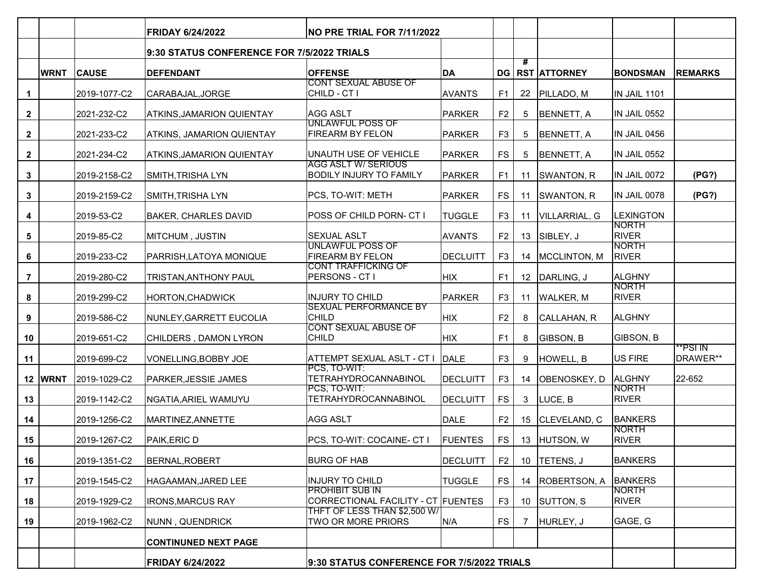| | | | FRIDAY 6/24/2022 | NO PRE TRIAL FOR 7/11/2022 | | | | | | |
|---|---|---|---|---|---|---|---|---|---|---|
| | | | 9:30 STATUS CONFERENCE FOR 7/5/2022 TRIALS | | | | | | | |
| | WRNT | CAUSE | DEFENDANT | OFFENSE | DA | DG | # RST | ATTORNEY | BONDSMAN | REMARKS |
| 1 | | 2019-1077-C2 | CARABAJAL,JORGE | CONT SEXUAL ABUSE OF CHILD - CT I | AVANTS | F1 | 22 | PILLADO, M | IN JAIL 1101 | |
| 2 | | 2021-232-C2 | ATKINS,JAMARION QUIENTAY | AGG ASLT | PARKER | F2 | 5 | BENNETT, A | IN JAIL 0552 | |
| 2 | | 2021-233-C2 | ATKINS, JAMARION QUIENTAY | UNLAWFUL POSS OF FIREARM BY FELON | PARKER | F3 | 5 | BENNETT, A | IN JAIL 0456 | |
| 2 | | 2021-234-C2 | ATKINS,JAMARION QUIENTAY | UNAUTH USE OF VEHICLE | PARKER | FS | 5 | BENNETT, A | IN JAIL 0552 | |
| 3 | | 2019-2158-C2 | SMITH,TRISHA LYN | AGG ASLT W/ SERIOUS BODILY INJURY TO FAMILY | PARKER | F1 | 11 | SWANTON, R | IN JAIL 0072 | (PG?) |
| 3 | | 2019-2159-C2 | SMITH,TRISHA LYN | PCS, TO-WIT: METH | PARKER | FS | 11 | SWANTON, R | IN JAIL 0078 | (PG?) |
| 4 | | 2019-53-C2 | BAKER, CHARLES DAVID | POSS OF CHILD PORN- CT I | TUGGLE | F3 | 11 | VILLARRIAL, G | LEXINGTON | |
| 5 | | 2019-85-C2 | MITCHUM , JUSTIN | SEXUAL ASLT | AVANTS | F2 | 13 | SIBLEY, J | NORTH RIVER | |
| 6 | | 2019-233-C2 | PARRISH,LATOYA MONIQUE | UNLAWFUL POSS OF FIREARM BY FELON | DECLUITT | F3 | 14 | MCCLINTON, M | NORTH RIVER | |
| 7 | | 2019-280-C2 | TRISTAN,ANTHONY PAUL | CONT TRAFFICKING OF PERSONS - CT I | HIX | F1 | 12 | DARLING, J | ALGHNY | |
| 8 | | 2019-299-C2 | HORTON,CHADWICK | INJURY TO CHILD | PARKER | F3 | 11 | WALKER, M | NORTH RIVER | |
| 9 | | 2019-586-C2 | NUNLEY,GARRETT EUCOLIA | SEXUAL PERFORMANCE BY CHILD | HIX | F2 | 8 | CALLAHAN, R | ALGHNY | |
| 10 | | 2019-651-C2 | CHILDERS , DAMON LYRON | CONT SEXUAL ABUSE OF CHILD | HIX | F1 | 8 | GIBSON, B | GIBSON, B | |
| 11 | | 2019-699-C2 | VONELLING,BOBBY JOE | ATTEMPT SEXUAL ASLT - CT I | DALE | F3 | 9 | HOWELL, B | US FIRE | **PSI IN DRAWER** |
| 12 | WRNT | 2019-1029-C2 | PARKER,JESSIE JAMES | PCS, TO-WIT: TETRAHYDROCANNABINOL | DECLUITT | F3 | 14 | OBENOSKEY, D | ALGHNY | 22-652 |
| 13 | | 2019-1142-C2 | NGATIA,ARIEL WAMUYU | PCS, TO-WIT: TETRAHYDROCANNABINOL | DECLUITT | FS | 3 | LUCE, B | NORTH RIVER | |
| 14 | | 2019-1256-C2 | MARTINEZ,ANNETTE | AGG ASLT | DALE | F2 | 15 | CLEVELAND, C | BANKERS | |
| 15 | | 2019-1267-C2 | PAIK,ERIC D | PCS, TO-WIT: COCAINE- CT I | FUENTES | FS | 13 | HUTSON, W | NORTH RIVER | |
| 16 | | 2019-1351-C2 | BERNAL,ROBERT | BURG OF HAB | DECLUITT | F2 | 10 | TETENS, J | BANKERS | |
| 17 | | 2019-1545-C2 | HAGAAMAN,JARED LEE | INJURY TO CHILD | TUGGLE | FS | 14 | ROBERTSON, A | BANKERS | |
| 18 | | 2019-1929-C2 | IRONS,MARCUS RAY | PROHIBIT SUB IN CORRECTIONAL FACILITY - CT | FUENTES | F3 | 10 | SUTTON, S | NORTH RIVER | |
| 19 | | 2019-1962-C2 | NUNN , QUENDRICK | THFT OF LESS THAN $2,500 W/ TWO OR MORE PRIORS | N/A | FS | 7 | HURLEY, J | GAGE, G | |
| | | | CONTINUNED NEXT PAGE | | | | | | | |
| | | | FRIDAY 6/24/2022 | 9:30 STATUS CONFERENCE FOR 7/5/2022 TRIALS | | | | | | |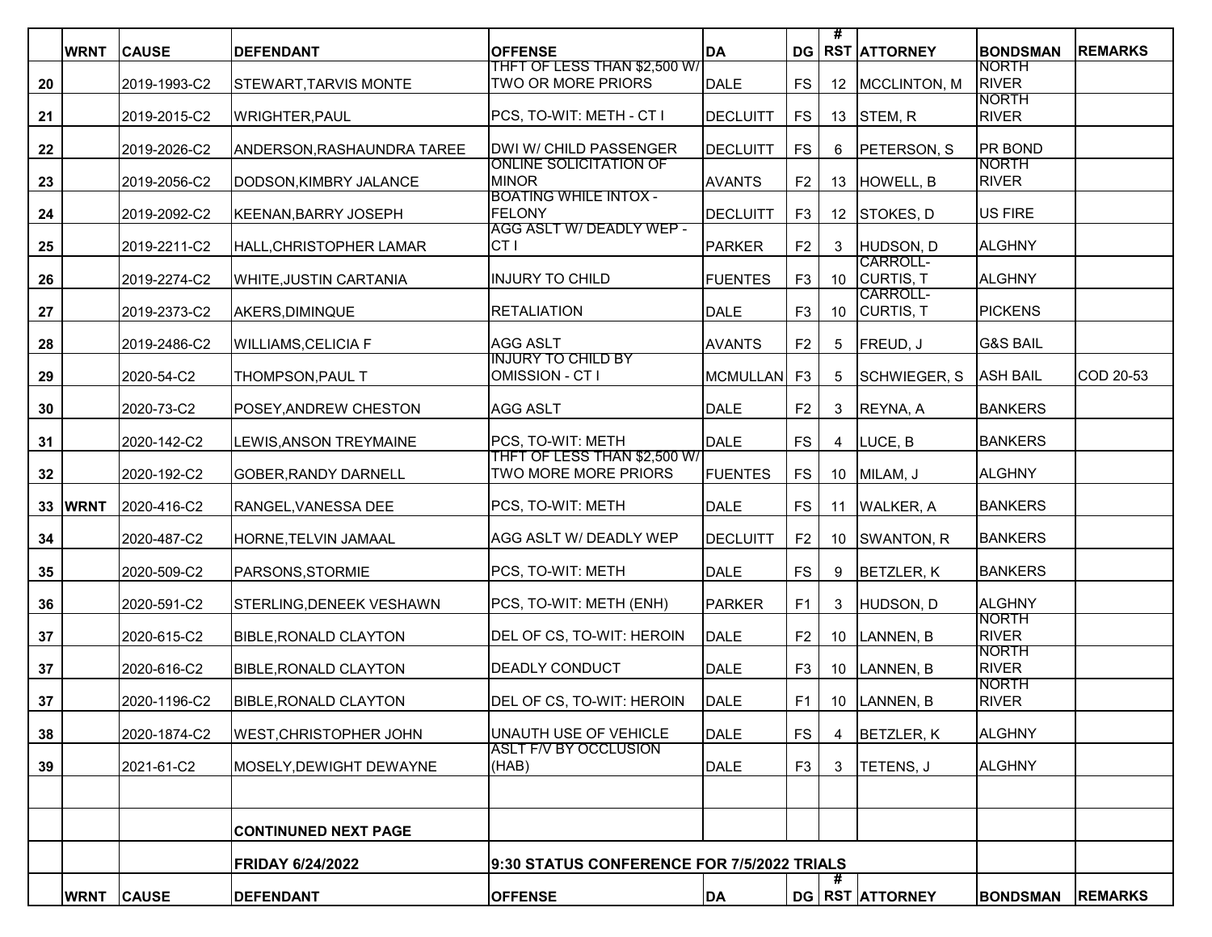| | WRNT | CAUSE | DEFENDANT | OFFENSE | DA | DG | # RST | ATTORNEY | BONDSMAN | REMARKS |
|---|---|---|---|---|---|---|---|---|---|---|
| 20 | | 2019-1993-C2 | STEWART,TARVIS MONTE | THFT OF LESS THAN $2,500 W/ TWO OR MORE PRIORS | DALE | FS | 12 | MCCLINTON, M | NORTH RIVER | |
| 21 | | 2019-2015-C2 | WRIGHTER,PAUL | PCS, TO-WIT: METH - CT I | DECLUITT | FS | 13 | STEM, R | NORTH RIVER | |
| 22 | | 2019-2026-C2 | ANDERSON,RASHAUNDRA TAREE | DWI W/ CHILD PASSENGER | DECLUITT | FS | 6 | PETERSON, S | PR BOND | |
| 23 | | 2019-2056-C2 | DODSON,KIMBRY JALANCE | ONLINE SOLICITATION OF MINOR | AVANTS | F2 | 13 | HOWELL, B | NORTH RIVER | |
| 24 | | 2019-2092-C2 | KEENAN,BARRY JOSEPH | BOATING WHILE INTOX - FELONY | DECLUITT | F3 | 12 | STOKES, D | US FIRE | |
| 25 | | 2019-2211-C2 | HALL,CHRISTOPHER LAMAR | AGG ASLT W/ DEADLY WEP - CT I | PARKER | F2 | 3 | HUDSON, D | ALGHNY | |
| 26 | | 2019-2274-C2 | WHITE,JUSTIN CARTANIA | INJURY TO CHILD | FUENTES | F3 | 10 | CARROLL-CURTIS, T | ALGHNY | |
| 27 | | 2019-2373-C2 | AKERS,DIMINQUE | RETALIATION | DALE | F3 | 10 | CARROLL-CURTIS, T | PICKENS | |
| 28 | | 2019-2486-C2 | WILLIAMS,CELICIA F | AGG ASLT | AVANTS | F2 | 5 | FREUD, J | G&S BAIL | |
| 29 | | 2020-54-C2 | THOMPSON,PAUL T | INJURY TO CHILD BY OMISSION - CT I | MCMULLAN | F3 | 5 | SCHWIEGER, S | ASH BAIL | COD 20-53 |
| 30 | | 2020-73-C2 | POSEY,ANDREW CHESTON | AGG ASLT | DALE | F2 | 3 | REYNA, A | BANKERS | |
| 31 | | 2020-142-C2 | LEWIS,ANSON TREYMAINE | PCS, TO-WIT: METH | DALE | FS | 4 | LUCE, B | BANKERS | |
| 32 | | 2020-192-C2 | GOBER,RANDY DARNELL | THFT OF LESS THAN $2,500 W/ TWO MORE MORE PRIORS | FUENTES | FS | 10 | MILAM, J | ALGHNY | |
| 33 | WRNT | 2020-416-C2 | RANGEL,VANESSA DEE | PCS, TO-WIT: METH | DALE | FS | 11 | WALKER, A | BANKERS | |
| 34 | | 2020-487-C2 | HORNE,TELVIN JAMAAL | AGG ASLT W/ DEADLY WEP | DECLUITT | F2 | 10 | SWANTON, R | BANKERS | |
| 35 | | 2020-509-C2 | PARSONS,STORMIE | PCS, TO-WIT: METH | DALE | FS | 9 | BETZLER, K | BANKERS | |
| 36 | | 2020-591-C2 | STERLING,DENEEK VESHAWN | PCS, TO-WIT: METH (ENH) | PARKER | F1 | 3 | HUDSON, D | ALGHNY | |
| 37 | | 2020-615-C2 | BIBLE,RONALD CLAYTON | DEL OF CS, TO-WIT: HEROIN | DALE | F2 | 10 | LANNEN, B | NORTH RIVER | |
| 37 | | 2020-616-C2 | BIBLE,RONALD CLAYTON | DEADLY CONDUCT | DALE | F3 | 10 | LANNEN, B | NORTH RIVER | |
| 37 | | 2020-1196-C2 | BIBLE,RONALD CLAYTON | DEL OF CS, TO-WIT: HEROIN | DALE | F1 | 10 | LANNEN, B | NORTH RIVER | |
| 38 | | 2020-1874-C2 | WEST,CHRISTOPHER JOHN | UNAUTH USE OF VEHICLE | DALE | FS | 4 | BETZLER, K | ALGHNY | |
| 39 | | 2021-61-C2 | MOSELY,DEWIGHT DEWAYNE | ASLT F/V BY OCCLUSION (HAB) | DALE | F3 | 3 | TETENS, J | ALGHNY | |
| | | | | | | | | | | |
| | | | **CONTINUNED NEXT PAGE** | | | | | | | |
| | | | **FRIDAY 6/24/2022** | **9:30 STATUS CONFERENCE FOR 7/5/2022 TRIALS** | | | | | | |
| | **WRNT** | **CAUSE** | **DEFENDANT** | **OFFENSE** | **DA** | **DG** | **# RST** | **ATTORNEY** | **BONDSMAN** | **REMARKS** |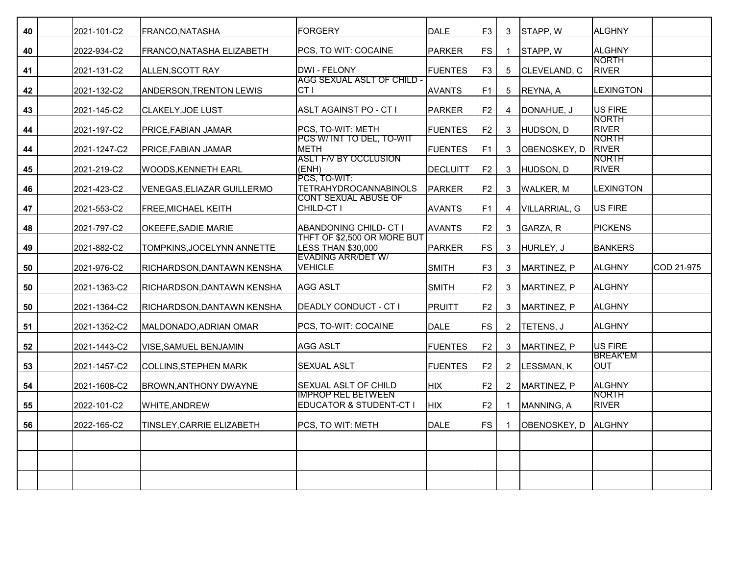| | | | | | | | | | | |
|---|---|---|---|---|---|---|---|---|---|---|
| 40 | | 2021-101-C2 | FRANCO,NATASHA | FORGERY | DALE | F3 | 3 | STAPP, W | ALGHNY | |
| 40 | | 2022-934-C2 | FRANCO,NATASHA ELIZABETH | PCS, TO WIT: COCAINE | PARKER | FS | 1 | STAPP, W | ALGHNY | |
| 41 | | 2021-131-C2 | ALLEN,SCOTT RAY | DWI - FELONY | FUENTES | F3 | 5 | CLEVELAND, C | NORTH RIVER | |
| 42 | | 2021-132-C2 | ANDERSON,TRENTON LEWIS | AGG SEXUAL ASLT OF CHILD - CT I | AVANTS | F1 | 5 | REYNA, A | LEXINGTON | |
| 43 | | 2021-145-C2 | CLAKELY,JOE LUST | ASLT AGAINST PO - CT I | PARKER | F2 | 4 | DONAHUE, J | US FIRE | |
| 44 | | 2021-197-C2 | PRICE,FABIAN JAMAR | PCS, TO-WIT: METH | FUENTES | F2 | 3 | HUDSON, D | NORTH RIVER | |
| 44 | | 2021-1247-C2 | PRICE,FABIAN JAMAR | PCS W/ INT TO DEL, TO-WIT METH | FUENTES | F1 | 3 | OBENOSKEY, D | NORTH RIVER | |
| 45 | | 2021-219-C2 | WOODS,KENNETH EARL | ASLT F/V BY OCCLUSION (ENH) | DECLUITT | F2 | 3 | HUDSON, D | NORTH RIVER | |
| 46 | | 2021-423-C2 | VENEGAS,ELIAZAR GUILLERMO | PCS, TO-WIT: TETRAHYDROCANNABINOLS | PARKER | F2 | 3 | WALKER, M | LEXINGTON | |
| 47 | | 2021-553-C2 | FREE,MICHAEL KEITH | CONT SEXUAL ABUSE OF CHILD-CT I | AVANTS | F1 | 4 | VILLARRIAL, G | US FIRE | |
| 48 | | 2021-797-C2 | OKEEFE,SADIE MARIE | ABANDONING CHILD- CT I | AVANTS | F2 | 3 | GARZA, R | PICKENS | |
| 49 | | 2021-882-C2 | TOMPKINS,JOCELYNN ANNETTE | THFT OF $2,500 OR MORE BUT LESS THAN $30,000 | PARKER | FS | 3 | HURLEY, J | BANKERS | |
| 50 | | 2021-976-C2 | RICHARDSON,DANTAWN KENSHA | EVADING ARR/DET W/ VEHICLE | SMITH | F3 | 3 | MARTINEZ, P | ALGHNY | COD 21-975 |
| 50 | | 2021-1363-C2 | RICHARDSON,DANTAWN KENSHA | AGG ASLT | SMITH | F2 | 3 | MARTINEZ, P | ALGHNY | |
| 50 | | 2021-1364-C2 | RICHARDSON,DANTAWN KENSHA | DEADLY CONDUCT - CT I | PRUITT | F2 | 3 | MARTINEZ, P | ALGHNY | |
| 51 | | 2021-1352-C2 | MALDONADO,ADRIAN OMAR | PCS, TO-WIT: COCAINE | DALE | FS | 2 | TETENS, J | ALGHNY | |
| 52 | | 2021-1443-C2 | VISE,SAMUEL BENJAMIN | AGG ASLT | FUENTES | F2 | 3 | MARTINEZ, P | US FIRE | |
| 53 | | 2021-1457-C2 | COLLINS,STEPHEN MARK | SEXUAL ASLT | FUENTES | F2 | 2 | LESSMAN, K | BREAK'EM OUT | |
| 54 | | 2021-1608-C2 | BROWN,ANTHONY DWAYNE | SEXUAL ASLT OF CHILD | HIX | F2 | 2 | MARTINEZ, P | ALGHNY | |
| 55 | | 2022-101-C2 | WHITE,ANDREW | IMPROP REL BETWEEN EDUCATOR & STUDENT-CT I | HIX | F2 | 1 | MANNING, A | NORTH RIVER | |
| 56 | | 2022-165-C2 | TINSLEY,CARRIE ELIZABETH | PCS, TO WIT: METH | DALE | FS | 1 | OBENOSKEY, D | ALGHNY | |
| | | | | | | | | | | |
| | | | | | | | | | | |
| | | | | | | | | | | |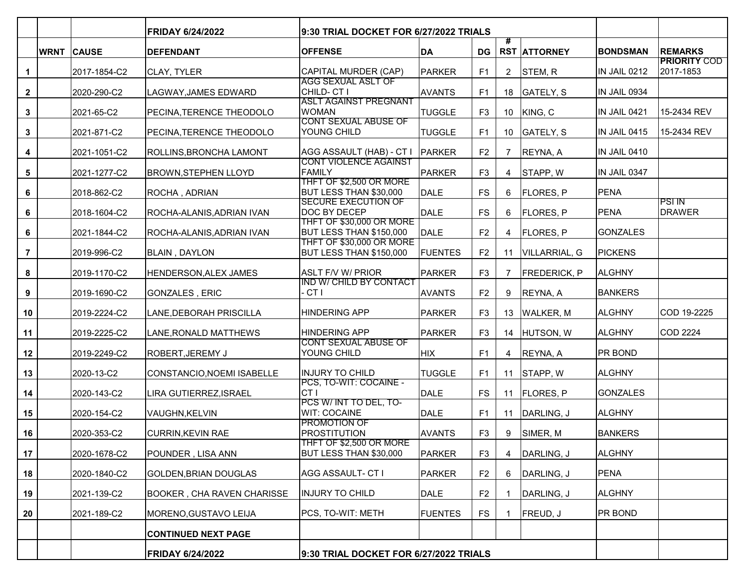| | | | FRIDAY 6/24/2022 | 9:30 TRIAL DOCKET FOR 6/27/2022 TRIALS | | | | | | |
|---|---|---|---|---|---|---|---|---|---|---|
| | WRNT | CAUSE | DEFENDANT | OFFENSE | DA | DG | # RST | ATTORNEY | BONDSMAN | REMARKS |
| 1 | | 2017-1854-C2 | CLAY, TYLER | CAPITAL MURDER (CAP) | PARKER | F1 | 2 | STEM, R | IN JAIL 0212 | PRIORITY COD 2017-1853 |
| 2 | | 2020-290-C2 | LAGWAY,JAMES EDWARD | AGG SEXUAL ASLT OF CHILD- CT I | AVANTS | F1 | 18 | GATELY, S | IN JAIL 0934 | |
| 3 | | 2021-65-C2 | PECINA,TERENCE THEODOLO | ASLT AGAINST PREGNANT WOMAN | TUGGLE | F3 | 10 | KING, C | IN JAIL 0421 | 15-2434 REV |
| 3 | | 2021-871-C2 | PECINA,TERENCE THEODOLO | CONT SEXUAL ABUSE OF YOUNG CHILD | TUGGLE | F1 | 10 | GATELY, S | IN JAIL 0415 | 15-2434 REV |
| 4 | | 2021-1051-C2 | ROLLINS,BRONCHA LAMONT | AGG ASSAULT (HAB) - CT I | PARKER | F2 | 7 | REYNA, A | IN JAIL 0410 | |
| 5 | | 2021-1277-C2 | BROWN,STEPHEN LLOYD | CONT VIOLENCE AGAINST FAMILY | PARKER | F3 | 4 | STAPP, W | IN JAIL 0347 | |
| 6 | | 2018-862-C2 | ROCHA , ADRIAN | THFT OF $2,500 OR MORE BUT LESS THAN $30,000 | DALE | FS | 6 | FLORES, P | PENA | |
| 6 | | 2018-1604-C2 | ROCHA-ALANIS,ADRIAN IVAN | SECURE EXECUTION OF DOC BY DECEP | DALE | FS | 6 | FLORES, P | PENA | PSI IN DRAWER |
| 6 | | 2021-1844-C2 | ROCHA-ALANIS,ADRIAN IVAN | THFT OF $30,000 OR MORE BUT LESS THAN $150,000 | DALE | F2 | 4 | FLORES, P | GONZALES | |
| 7 | | 2019-996-C2 | BLAIN , DAYLON | THFT OF $30,000 OR MORE BUT LESS THAN $150,000 | FUENTES | F2 | 11 | VILLARRIAL, G | PICKENS | |
| 8 | | 2019-1170-C2 | HENDERSON,ALEX JAMES | ASLT F/V W/ PRIOR | PARKER | F3 | 7 | FREDERICK, P | ALGHNY | |
| 9 | | 2019-1690-C2 | GONZALES , ERIC | IND W/ CHILD BY CONTACT - CT I | AVANTS | F2 | 9 | REYNA, A | BANKERS | |
| 10 | | 2019-2224-C2 | LANE,DEBORAH PRISCILLA | HINDERING APP | PARKER | F3 | 13 | WALKER, M | ALGHNY | COD 19-2225 |
| 11 | | 2019-2225-C2 | LANE,RONALD MATTHEWS | HINDERING APP | PARKER | F3 | 14 | HUTSON, W | ALGHNY | COD 2224 |
| 12 | | 2019-2249-C2 | ROBERT,JEREMY J | CONT SEXUAL ABUSE OF YOUNG CHILD | HIX | F1 | 4 | REYNA, A | PR BOND | |
| 13 | | 2020-13-C2 | CONSTANCIO,NOEMI ISABELLE | INJURY TO CHILD | TUGGLE | F1 | 11 | STAPP, W | ALGHNY | |
| 14 | | 2020-143-C2 | LIRA GUTIERREZ,ISRAEL | PCS, TO-WIT: COCAINE - CT I | DALE | FS | 11 | FLORES, P | GONZALES | |
| 15 | | 2020-154-C2 | VAUGHN,KELVIN | PCS W/ INT TO DEL, TO-WIT: COCAINE | DALE | F1 | 11 | DARLING, J | ALGHNY | |
| 16 | | 2020-353-C2 | CURRIN,KEVIN RAE | PROMOTION OF PROSTITUTION | AVANTS | F3 | 9 | SIMER, M | BANKERS | |
| 17 | | 2020-1678-C2 | POUNDER , LISA ANN | THFT OF $2,500 OR MORE BUT LESS THAN $30,000 | PARKER | F3 | 4 | DARLING, J | ALGHNY | |
| 18 | | 2020-1840-C2 | GOLDEN,BRIAN DOUGLAS | AGG ASSAULT- CT I | PARKER | F2 | 6 | DARLING, J | PENA | |
| 19 | | 2021-139-C2 | BOOKER , CHA RAVEN CHARISSE | INJURY TO CHILD | DALE | F2 | 1 | DARLING, J | ALGHNY | |
| 20 | | 2021-189-C2 | MORENO,GUSTAVO LEIJA | PCS, TO-WIT: METH | FUENTES | FS | 1 | FREUD, J | PR BOND | |
| | | | CONTINUED NEXT PAGE | | | | | | | |
| | | | FRIDAY 6/24/2022 | 9:30 TRIAL DOCKET FOR 6/27/2022 TRIALS | | | | | | |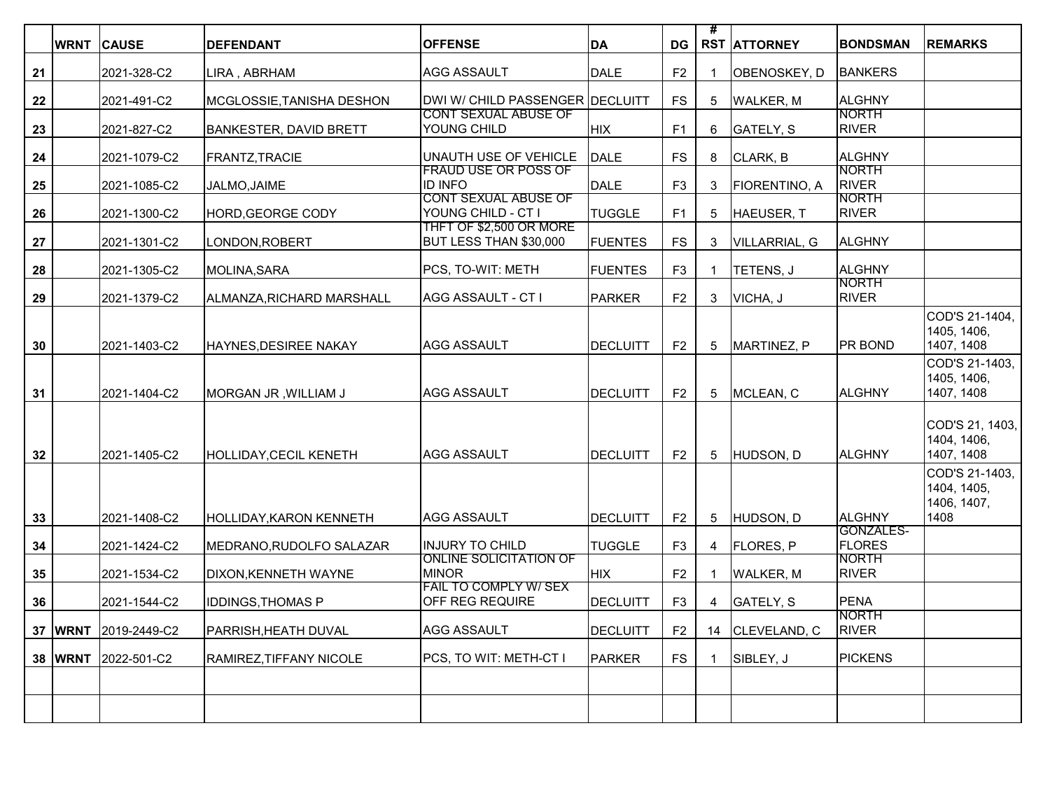| | WRNT | CAUSE | DEFENDANT | OFFENSE | DA | DG | # RST | ATTORNEY | BONDSMAN | REMARKS |
|---|---|---|---|---|---|---|---|---|---|---|
| 21 | | 2021-328-C2 | LIRA , ABRHAM | AGG ASSAULT | DALE | F2 | 1 | OBENOSKEY, D | BANKERS | |
| 22 | | 2021-491-C2 | MCGLOSSIE,TANISHA DESHON | DWI W/ CHILD PASSENGER | DECLUITT | FS | 5 | WALKER, M | ALGHNY | |
| 23 | | 2021-827-C2 | BANKESTER, DAVID BRETT | CONT SEXUAL ABUSE OF YOUNG CHILD | HIX | F1 | 6 | GATELY, S | NORTH RIVER | |
| 24 | | 2021-1079-C2 | FRANTZ,TRACIE | UNAUTH USE OF VEHICLE | DALE | FS | 8 | CLARK, B | ALGHNY | |
| 25 | | 2021-1085-C2 | JALMO,JAIME | FRAUD USE OR POSS OF ID INFO | DALE | F3 | 3 | FIORENTINO, A | NORTH RIVER | |
| 26 | | 2021-1300-C2 | HORD,GEORGE CODY | CONT SEXUAL ABUSE OF YOUNG CHILD - CT I | TUGGLE | F1 | 5 | HAEUSER, T | NORTH RIVER | |
| 27 | | 2021-1301-C2 | LONDON,ROBERT | THFT OF $2,500 OR MORE BUT LESS THAN $30,000 | FUENTES | FS | 3 | VILLARRIAL, G | ALGHNY | |
| 28 | | 2021-1305-C2 | MOLINA,SARA | PCS, TO-WIT: METH | FUENTES | F3 | 1 | TETENS, J | ALGHNY | |
| 29 | | 2021-1379-C2 | ALMANZA,RICHARD MARSHALL | AGG ASSAULT - CT I | PARKER | F2 | 3 | VICHA, J | NORTH RIVER | |
| 30 | | 2021-1403-C2 | HAYNES,DESIREE NAKAY | AGG ASSAULT | DECLUITT | F2 | 5 | MARTINEZ, P | PR BOND | COD'S 21-1404, 1405, 1406, 1407, 1408 |
| 31 | | 2021-1404-C2 | MORGAN JR ,WILLIAM J | AGG ASSAULT | DECLUITT | F2 | 5 | MCLEAN, C | ALGHNY | COD'S 21-1403, 1405, 1406, 1407, 1408 |
| 32 | | 2021-1405-C2 | HOLLIDAY,CECIL KENETH | AGG ASSAULT | DECLUITT | F2 | 5 | HUDSON, D | ALGHNY | COD'S 21, 1403, 1404, 1406, 1407, 1408 |
| 33 | | 2021-1408-C2 | HOLLIDAY,KARON KENNETH | AGG ASSAULT | DECLUITT | F2 | 5 | HUDSON, D | ALGHNY | COD'S 21-1403, 1404, 1405, 1406, 1407, 1408 |
| 34 | | 2021-1424-C2 | MEDRANO,RUDOLFO SALAZAR | INJURY TO CHILD | TUGGLE | F3 | 4 | FLORES, P | GONZALES-FLORES | |
| 35 | | 2021-1534-C2 | DIXON,KENNETH WAYNE | ONLINE SOLICITATION OF MINOR | HIX | F2 | 1 | WALKER, M | NORTH RIVER | |
| 36 | | 2021-1544-C2 | IDDINGS,THOMAS P | FAIL TO COMPLY W/ SEX OFF REG REQUIRE | DECLUITT | F3 | 4 | GATELY, S | PENA | |
| 37 | WRNT | 2019-2449-C2 | PARRISH,HEATH DUVAL | AGG ASSAULT | DECLUITT | F2 | 14 | CLEVELAND, C | NORTH RIVER | |
| 38 | WRNT | 2022-501-C2 | RAMIREZ,TIFFANY NICOLE | PCS, TO WIT: METH-CT I | PARKER | FS | 1 | SIBLEY, J | PICKENS | |
| | | | | | | | | | | |
| | | | | | | | | | | |